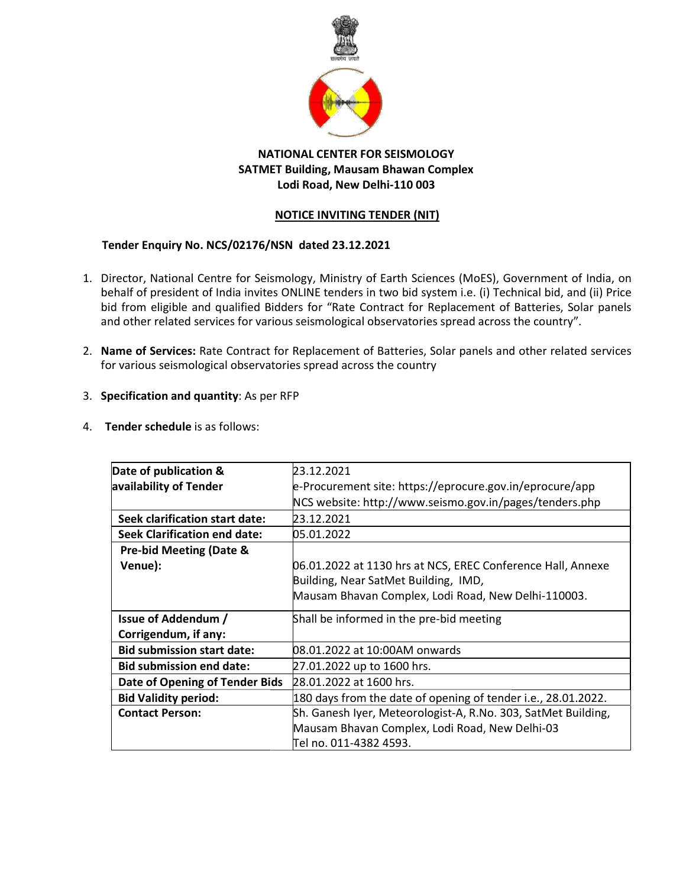**NATIONAL CENTER FOR SEISMOLOGY**
**SATMET Building, Mausam Bhawan Complex**
**Lodi Road, New Delhi-110 003**

**NOTICE INVITING TENDER (NIT)**

**Tender Enquiry No. NCS/02176/NSN dated 23.12.2021**

1. Director, National Centre for Seismology, Ministry of Earth Sciences (MoES), Government of India, on behalf of president of India invites ONLINE tenders in two bid system i.e. (i) Technical bid, and (ii) Price bid from eligible and qualified Bidders for "Rate Contract for Replacement of Batteries, Solar panels and other related services for various seismological observatories spread across the country".

2. **Name of Services:** Rate Contract for Replacement of Batteries, Solar panels and other related services for various seismological observatories spread across the country

3. **Specification and quantity**: As per RFP

4. **Tender schedule** is as follows:

| | |
|---|---|
| **Date of publication & availability of Tender** | 23.12.2021<br>e-Procurement site: https://eprocure.gov.in/eprocure/app<br>NCS website: http://www.seismo.gov.in/pages/tenders.php |
| **Seek clarification start date:** | 23.12.2021 |
| **Seek Clarification end date:** | 05.01.2022 |
| **Pre-bid Meeting (Date & Venue):** | 06.01.2022 at 1130 hrs at NCS, EREC Conference Hall, Annexe Building, Near SatMet Building, IMD, Mausam Bhavan Complex, Lodi Road, New Delhi-110003. |
| **Issue of Addendum / Corrigendum, if any:** | Shall be informed in the pre-bid meeting |
| **Bid submission start date:** | 08.01.2022 at 10:00AM onwards |
| **Bid submission end date:** | 27.01.2022 up to 1600 hrs. |
| **Date of Opening of Tender Bids** | 28.01.2022 at 1600 hrs. |
| **Bid Validity period:** | 180 days from the date of opening of tender i.e., 28.01.2022. |
| **Contact Person:** | Sh. Ganesh Iyer, Meteorologist-A, R.No. 303, SatMet Building, Mausam Bhavan Complex, Lodi Road, New Delhi-03<br>Tel no. 011-4382 4593. |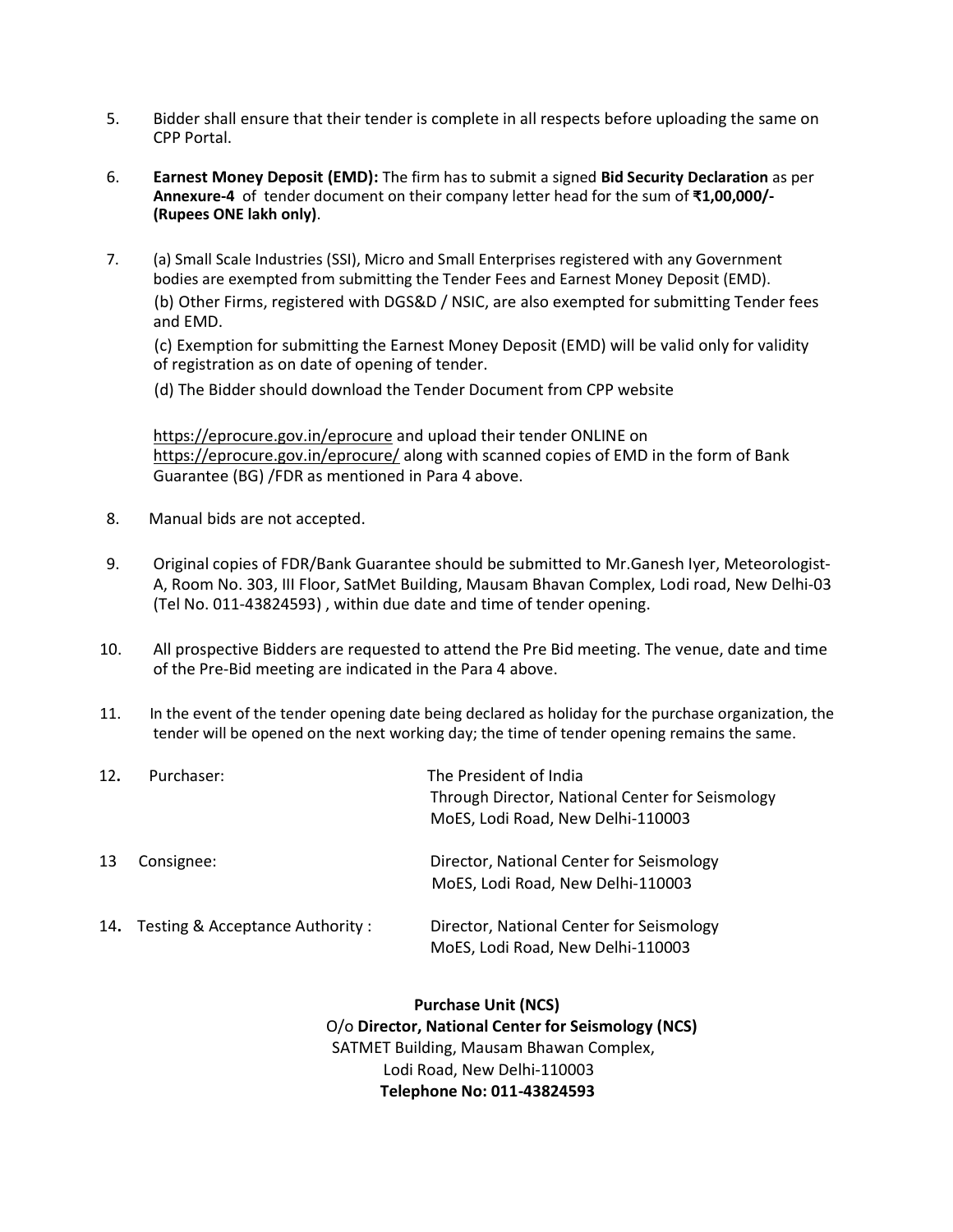5. Bidder shall ensure that their tender is complete in all respects before uploading the same on CPP Portal.

6. **Earnest Money Deposit (EMD):** The firm has to submit a signed **Bid Security Declaration** as per **Annexure-4** of tender document on their company letter head for the sum of **₹1,00,000/- (Rupees ONE lakh only)**.

7. (a) Small Scale Industries (SSI), Micro and Small Enterprises registered with any Government bodies are exempted from submitting the Tender Fees and Earnest Money Deposit (EMD).

   (b) Other Firms, registered with DGS&D / NSIC, are also exempted for submitting Tender fees and EMD.

   (c) Exemption for submitting the Earnest Money Deposit (EMD) will be valid only for validity of registration as on date of opening of tender.

   (d) The Bidder should download the Tender Document from CPP website

   https://eprocure.gov.in/eprocure and upload their tender ONLINE on https://eprocure.gov.in/eprocure/ along with scanned copies of EMD in the form of Bank Guarantee (BG) /FDR as mentioned in Para 4 above.

8. Manual bids are not accepted.

9. Original copies of FDR/Bank Guarantee should be submitted to Mr.Ganesh Iyer, Meteorologist-A, Room No. 303, III Floor, SatMet Building, Mausam Bhavan Complex, Lodi road, New Delhi-03 (Tel No. 011-43824593) , within due date and time of tender opening.

10. All prospective Bidders are requested to attend the Pre Bid meeting. The venue, date and time of the Pre-Bid meeting are indicated in the Para 4 above.

11. In the event of the tender opening date being declared as holiday for the purchase organization, the tender will be opened on the next working day; the time of tender opening remains the same.

12. Purchaser: The President of India
    Through Director, National Center for Seismology
    MoES, Lodi Road, New Delhi-110003

13. Consignee: Director, National Center for Seismology
    MoES, Lodi Road, New Delhi-110003

14. Testing & Acceptance Authority : Director, National Center for Seismology
    MoES, Lodi Road, New Delhi-110003

**Purchase Unit (NCS)**
O/o **Director, National Center for Seismology (NCS)**
SATMET Building, Mausam Bhawan Complex,
Lodi Road, New Delhi-110003
**Telephone No: 011-43824593**